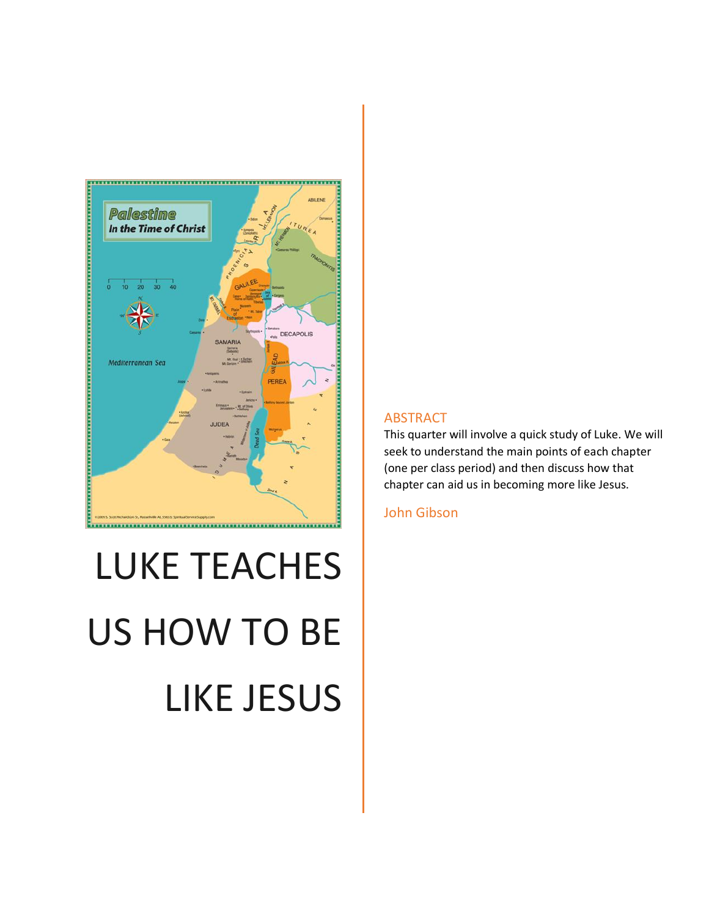# LUKE TEACHES US HOW TO BE LIKE JESUS

## ABSTRACT

This quarter will involve a quick study of Luke. We will seek to understand the main points of each chapter (one per class period) and then discuss how that chapter can aid us in becoming more like Jesus.

John Gibson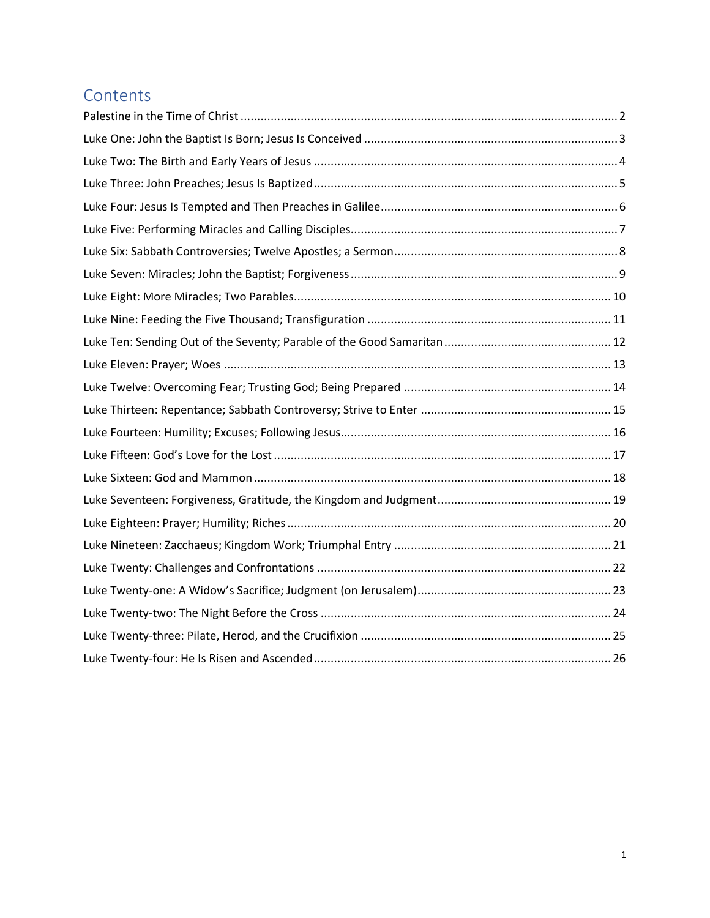## Contents

Palestine in the Time of Christ ................................................ 2

Luke One: John the Baptist Is Born; Jesus Is Conceived ................................................ 3

Luke Two: The Birth and Early Years of Jesus ................................................ 4

Luke Three: John Preaches; Jesus Is Baptized ................................................ 5

Luke Four: Jesus Is Tempted and Then Preaches in Galilee ................................................ 6

Luke Five: Performing Miracles and Calling Disciples ................................................ 7

Luke Six: Sabbath Controversies; Twelve Apostles; a Sermon ................................................ 8

Luke Seven: Miracles; John the Baptist; Forgiveness ................................................ 9

Luke Eight: More Miracles; Two Parables ................................................ 10

Luke Nine: Feeding the Five Thousand; Transfiguration ................................................ 11

Luke Ten: Sending Out of the Seventy; Parable of the Good Samaritan ................................................ 12

Luke Eleven: Prayer; Woes ................................................ 13

Luke Twelve: Overcoming Fear; Trusting God; Being Prepared ................................................ 14

Luke Thirteen: Repentance; Sabbath Controversy; Strive to Enter ................................................ 15

Luke Fourteen: Humility; Excuses; Following Jesus ................................................ 16

Luke Fifteen: God's Love for the Lost ................................................ 17

Luke Sixteen: God and Mammon ................................................ 18

Luke Seventeen: Forgiveness, Gratitude, the Kingdom and Judgment ................................................ 19

Luke Eighteen: Prayer; Humility; Riches ................................................ 20

Luke Nineteen: Zacchaeus; Kingdom Work; Triumphal Entry ................................................ 21

Luke Twenty: Challenges and Confrontations ................................................ 22

Luke Twenty-one: A Widow's Sacrifice; Judgment (on Jerusalem) ................................................ 23

Luke Twenty-two: The Night Before the Cross ................................................ 24

Luke Twenty-three: Pilate, Herod, and the Crucifixion ................................................ 25

Luke Twenty-four: He Is Risen and Ascended ................................................ 26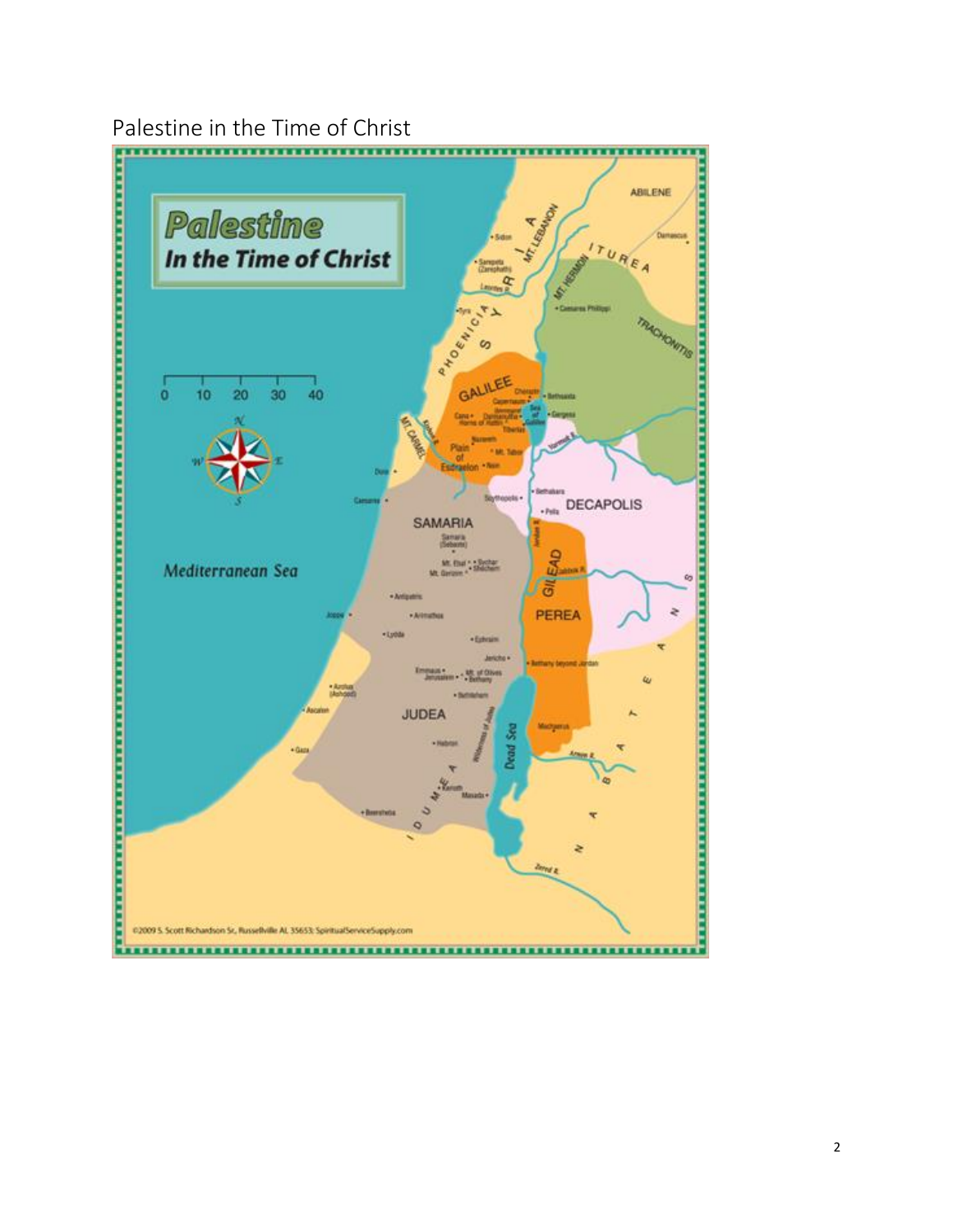# Palestine in the Time of Christ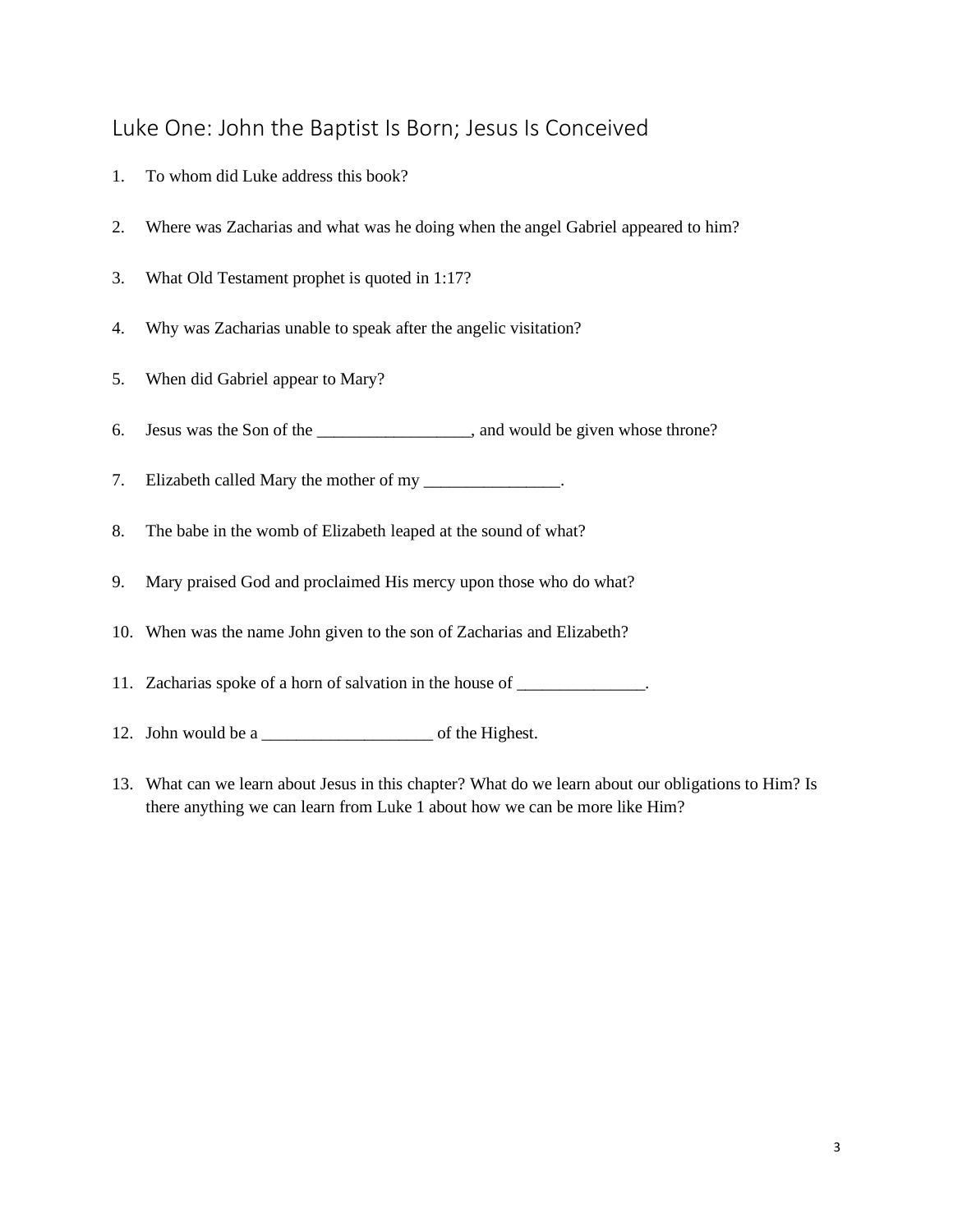## Luke One: John the Baptist Is Born; Jesus Is Conceived

1. To whom did Luke address this book?

2. Where was Zacharias and what was he doing when the angel Gabriel appeared to him?

3. What Old Testament prophet is quoted in 1:17?

4. Why was Zacharias unable to speak after the angelic visitation?

5. When did Gabriel appear to Mary?

6. Jesus was the Son of the __________________, and would be given whose throne?

7. Elizabeth called Mary the mother of my ________________.

8. The babe in the womb of Elizabeth leaped at the sound of what?

9. Mary praised God and proclaimed His mercy upon those who do what?

10. When was the name John given to the son of Zacharias and Elizabeth?

11. Zacharias spoke of a horn of salvation in the house of _______________.

12. John would be a ____________________ of the Highest.

13. What can we learn about Jesus in this chapter? What do we learn about our obligations to Him? Is there anything we can learn from Luke 1 about how we can be more like Him?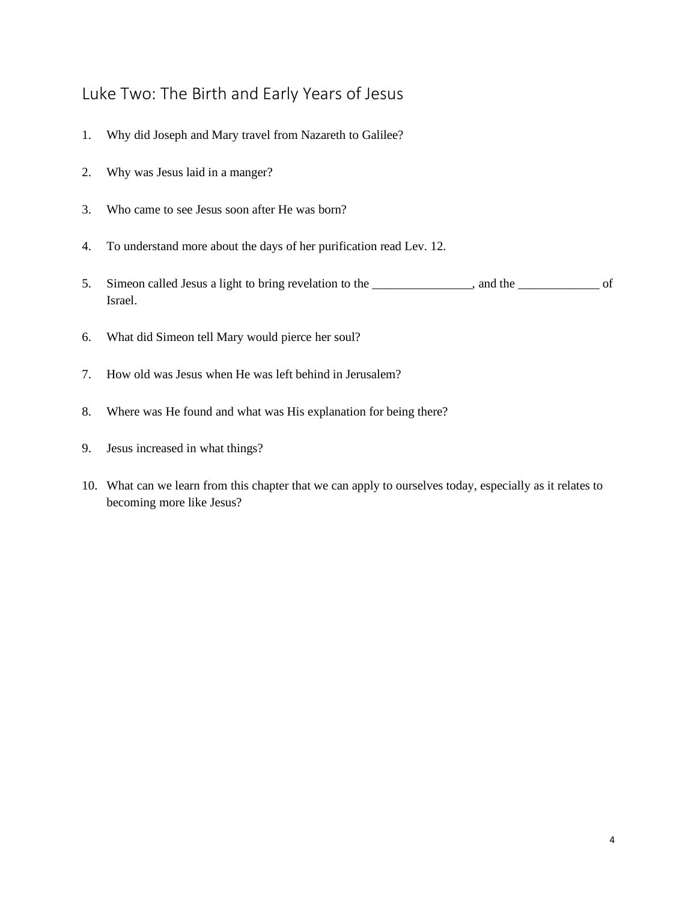## Luke Two: The Birth and Early Years of Jesus

1. Why did Joseph and Mary travel from Nazareth to Galilee?
2. Why was Jesus laid in a manger?
3. Who came to see Jesus soon after He was born?
4. To understand more about the days of her purification read Lev. 12.
5. Simeon called Jesus a light to bring revelation to the ________________, and the _____________ of Israel.
6. What did Simeon tell Mary would pierce her soul?
7. How old was Jesus when He was left behind in Jerusalem?
8. Where was He found and what was His explanation for being there?
9. Jesus increased in what things?
10. What can we learn from this chapter that we can apply to ourselves today, especially as it relates to becoming more like Jesus?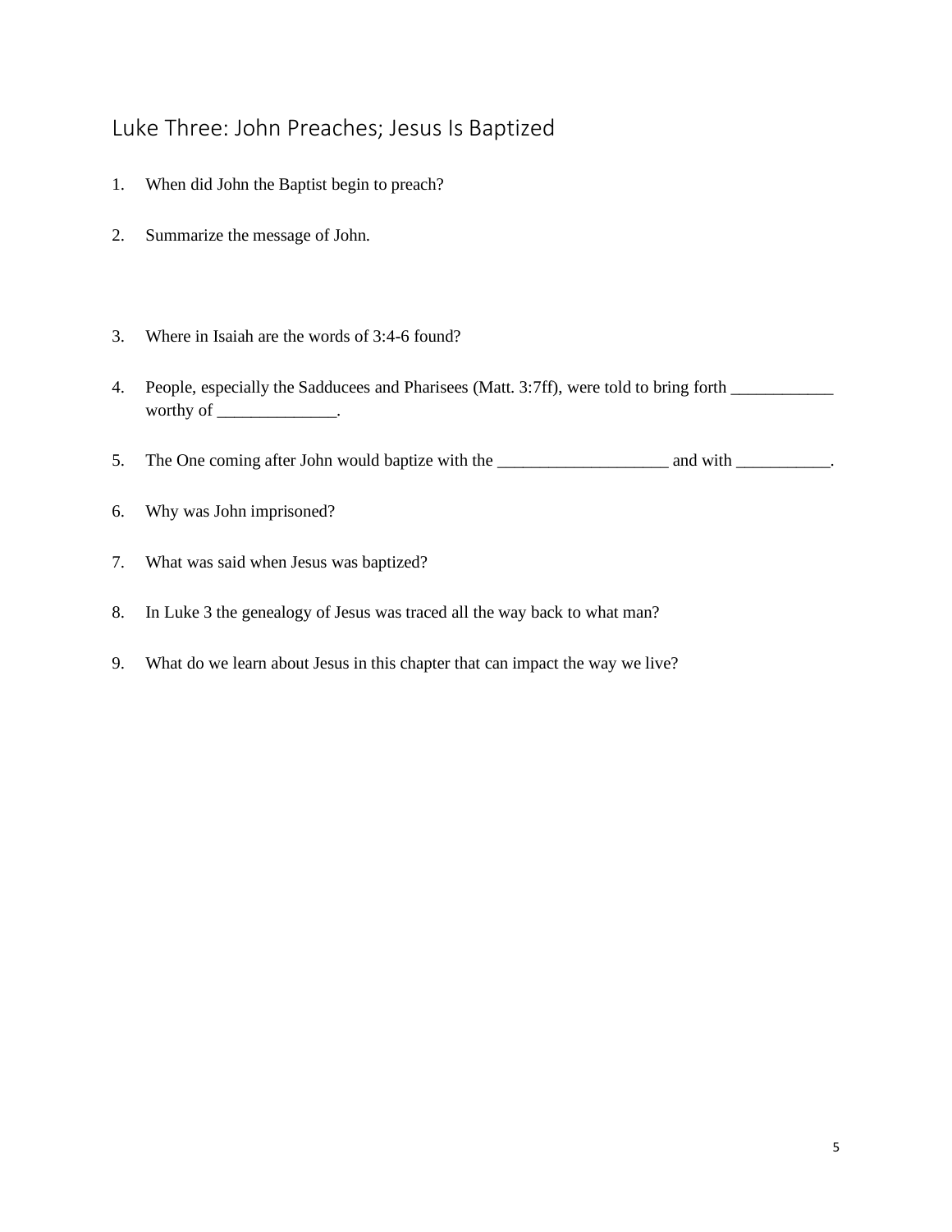## Luke Three: John Preaches; Jesus Is Baptized

1. When did John the Baptist begin to preach?

2. Summarize the message of John.

3. Where in Isaiah are the words of 3:4-6 found?

4. People, especially the Sadducees and Pharisees (Matt. 3:7ff), were told to bring forth ____________ worthy of ______________.

5. The One coming after John would baptize with the ____________________ and with ___________.

6. Why was John imprisoned?

7. What was said when Jesus was baptized?

8. In Luke 3 the genealogy of Jesus was traced all the way back to what man?

9. What do we learn about Jesus in this chapter that can impact the way we live?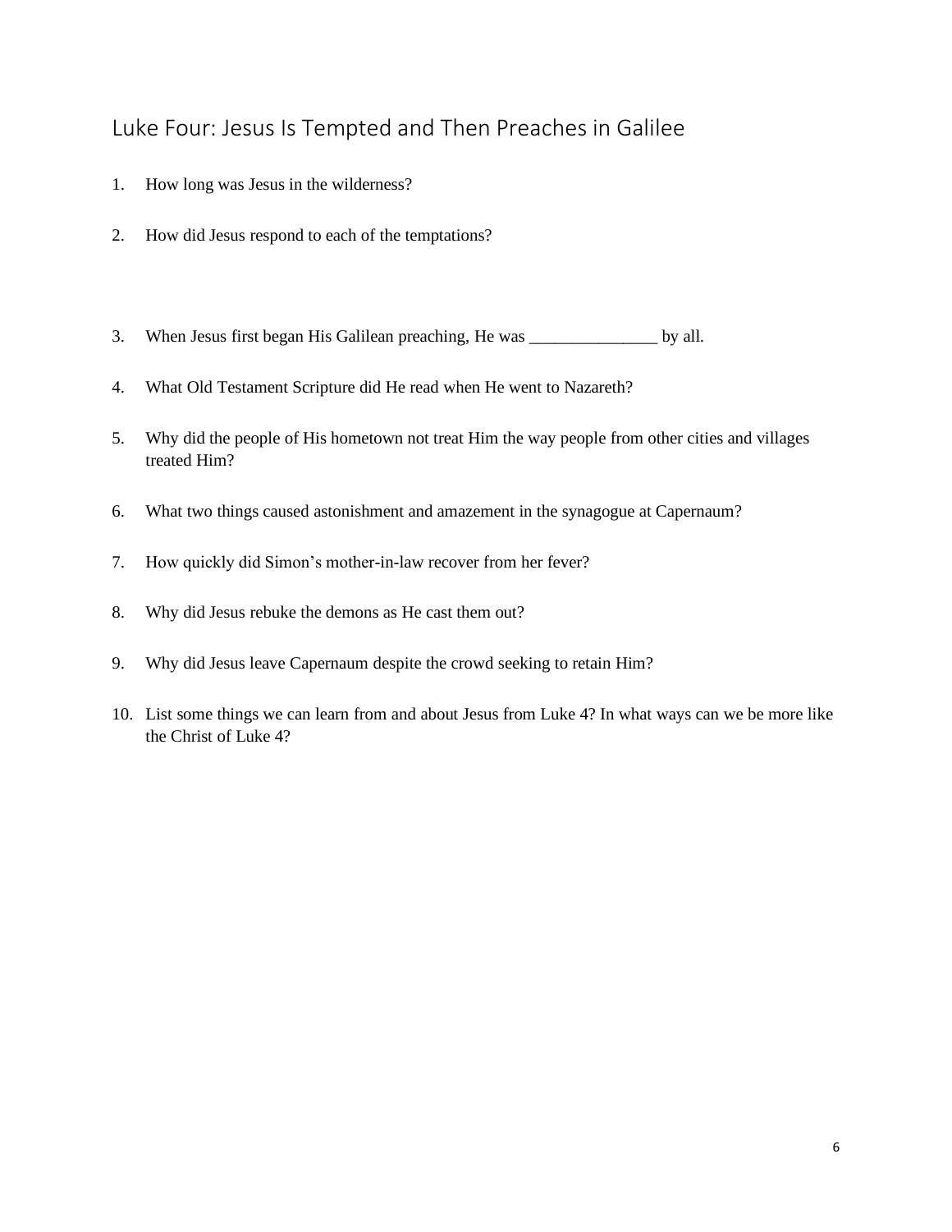## Luke Four: Jesus Is Tempted and Then Preaches in Galilee

1. How long was Jesus in the wilderness?

2. How did Jesus respond to each of the temptations?

3. When Jesus first began His Galilean preaching, He was _______________ by all.

4. What Old Testament Scripture did He read when He went to Nazareth?

5. Why did the people of His hometown not treat Him the way people from other cities and villages treated Him?

6. What two things caused astonishment and amazement in the synagogue at Capernaum?

7. How quickly did Simon's mother-in-law recover from her fever?

8. Why did Jesus rebuke the demons as He cast them out?

9. Why did Jesus leave Capernaum despite the crowd seeking to retain Him?

10. List some things we can learn from and about Jesus from Luke 4? In what ways can we be more like the Christ of Luke 4?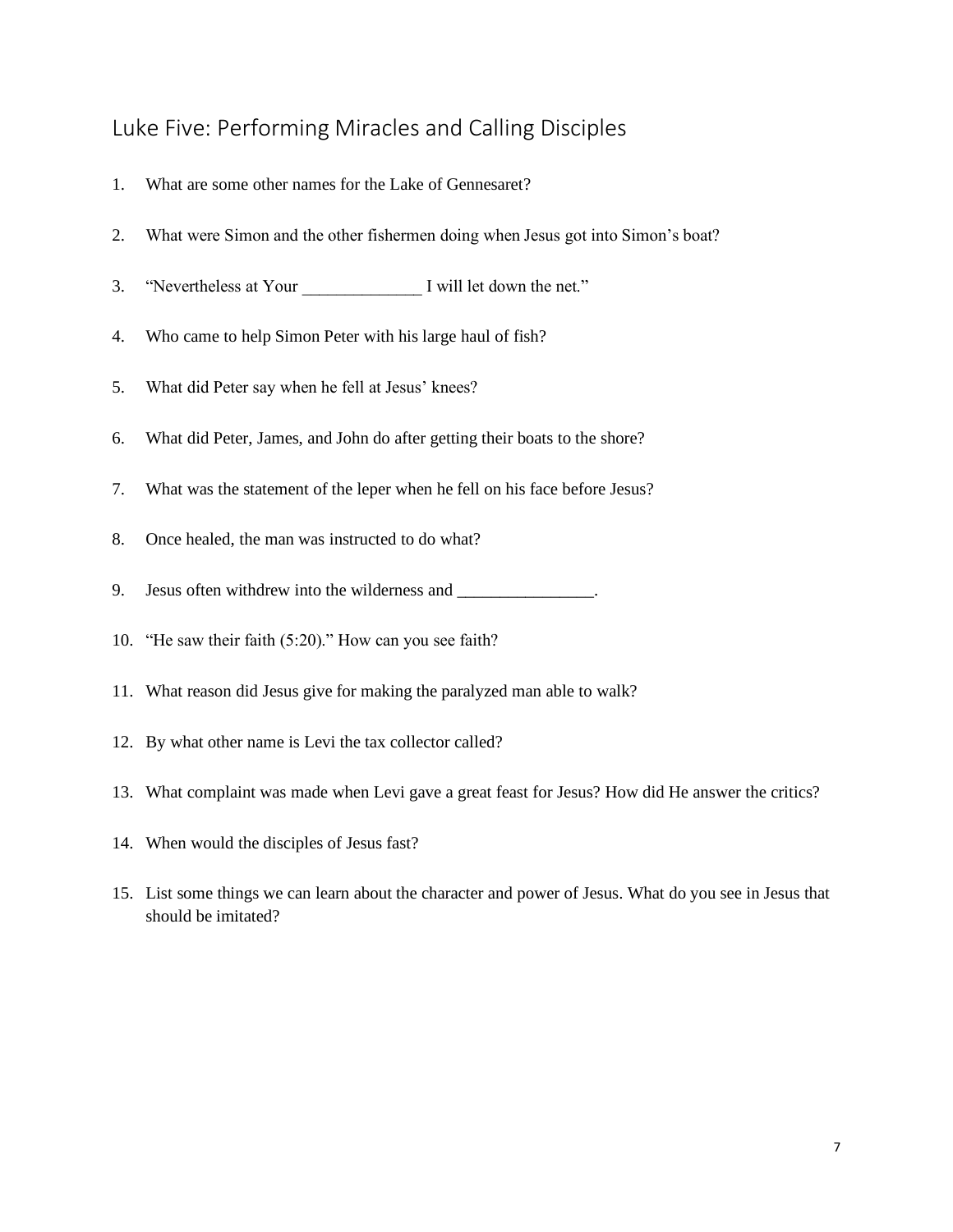## Luke Five: Performing Miracles and Calling Disciples

1. What are some other names for the Lake of Gennesaret?

2. What were Simon and the other fishermen doing when Jesus got into Simon's boat?

3. "Nevertheless at Your ______________ I will let down the net."

4. Who came to help Simon Peter with his large haul of fish?

5. What did Peter say when he fell at Jesus' knees?

6. What did Peter, James, and John do after getting their boats to the shore?

7. What was the statement of the leper when he fell on his face before Jesus?

8. Once healed, the man was instructed to do what?

9. Jesus often withdrew into the wilderness and ________________.

10. "He saw their faith (5:20)." How can you see faith?

11. What reason did Jesus give for making the paralyzed man able to walk?

12. By what other name is Levi the tax collector called?

13. What complaint was made when Levi gave a great feast for Jesus? How did He answer the critics?

14. When would the disciples of Jesus fast?

15. List some things we can learn about the character and power of Jesus. What do you see in Jesus that should be imitated?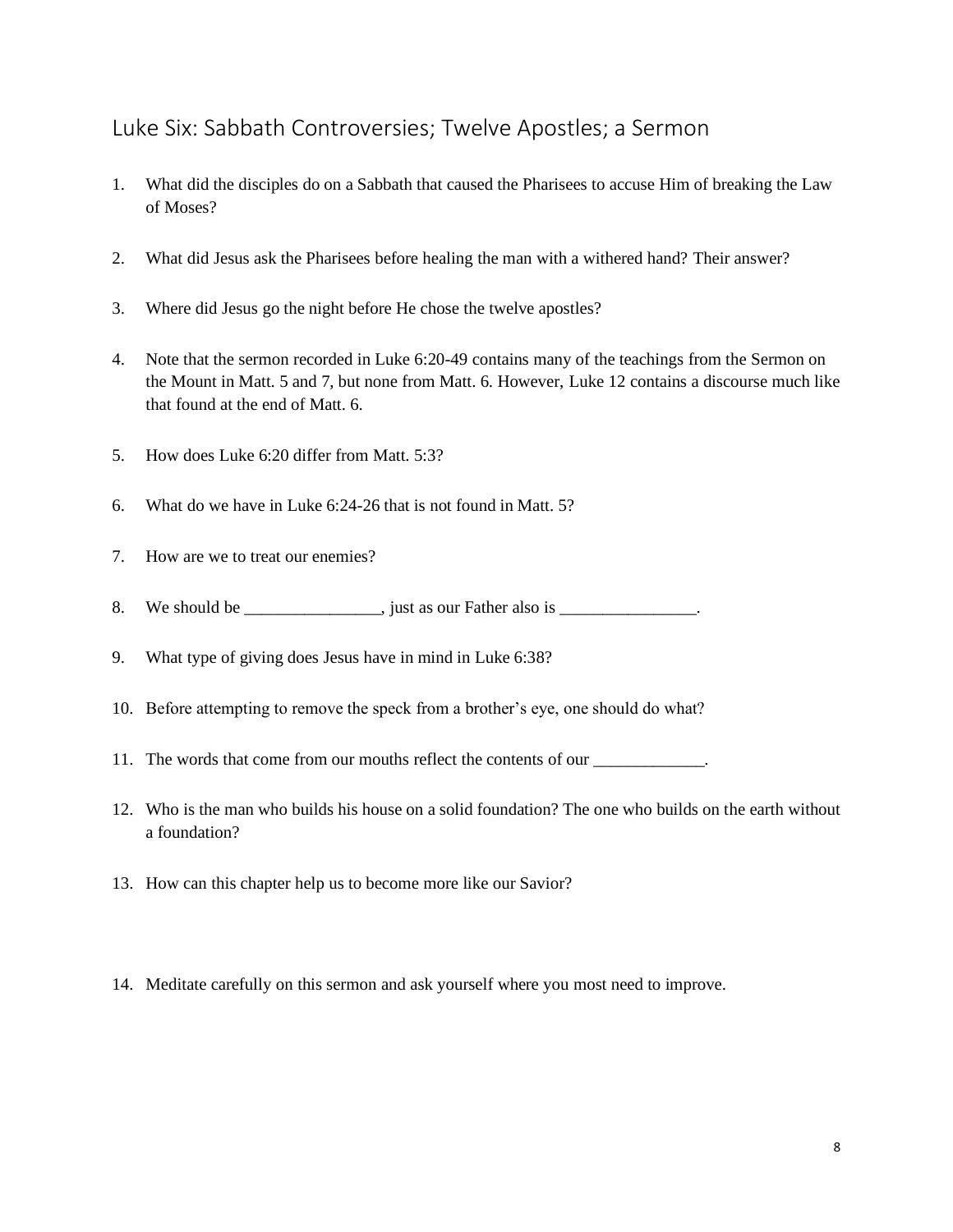# Luke Six: Sabbath Controversies; Twelve Apostles; a Sermon

1. What did the disciples do on a Sabbath that caused the Pharisees to accuse Him of breaking the Law of Moses?

2. What did Jesus ask the Pharisees before healing the man with a withered hand? Their answer?

3. Where did Jesus go the night before He chose the twelve apostles?

4. Note that the sermon recorded in Luke 6:20-49 contains many of the teachings from the Sermon on the Mount in Matt. 5 and 7, but none from Matt. 6. However, Luke 12 contains a discourse much like that found at the end of Matt. 6.

5. How does Luke 6:20 differ from Matt. 5:3?

6. What do we have in Luke 6:24-26 that is not found in Matt. 5?

7. How are we to treat our enemies?

8. We should be ________________, just as our Father also is ________________.

9. What type of giving does Jesus have in mind in Luke 6:38?

10. Before attempting to remove the speck from a brother's eye, one should do what?

11. The words that come from our mouths reflect the contents of our _____________.

12. Who is the man who builds his house on a solid foundation? The one who builds on the earth without a foundation?

13. How can this chapter help us to become more like our Savior?

14. Meditate carefully on this sermon and ask yourself where you most need to improve.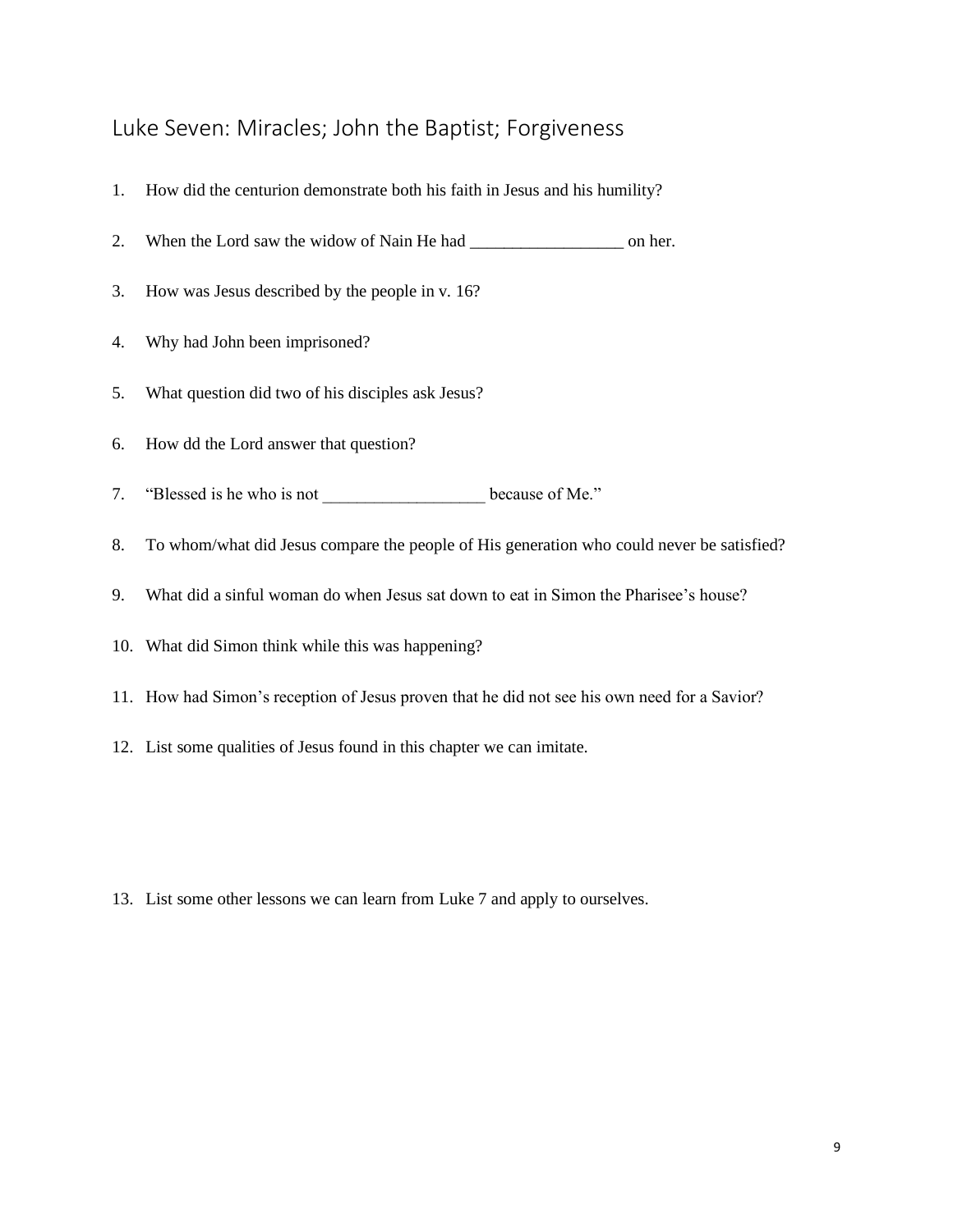## Luke Seven: Miracles; John the Baptist; Forgiveness

1. How did the centurion demonstrate both his faith in Jesus and his humility?
2. When the Lord saw the widow of Nain He had __________________ on her.
3. How was Jesus described by the people in v. 16?
4. Why had John been imprisoned?
5. What question did two of his disciples ask Jesus?
6. How dd the Lord answer that question?
7. "Blessed is he who is not ___________________ because of Me."
8. To whom/what did Jesus compare the people of His generation who could never be satisfied?
9. What did a sinful woman do when Jesus sat down to eat in Simon the Pharisee's house?
10. What did Simon think while this was happening?
11. How had Simon's reception of Jesus proven that he did not see his own need for a Savior?
12. List some qualities of Jesus found in this chapter we can imitate.
13. List some other lessons we can learn from Luke 7 and apply to ourselves.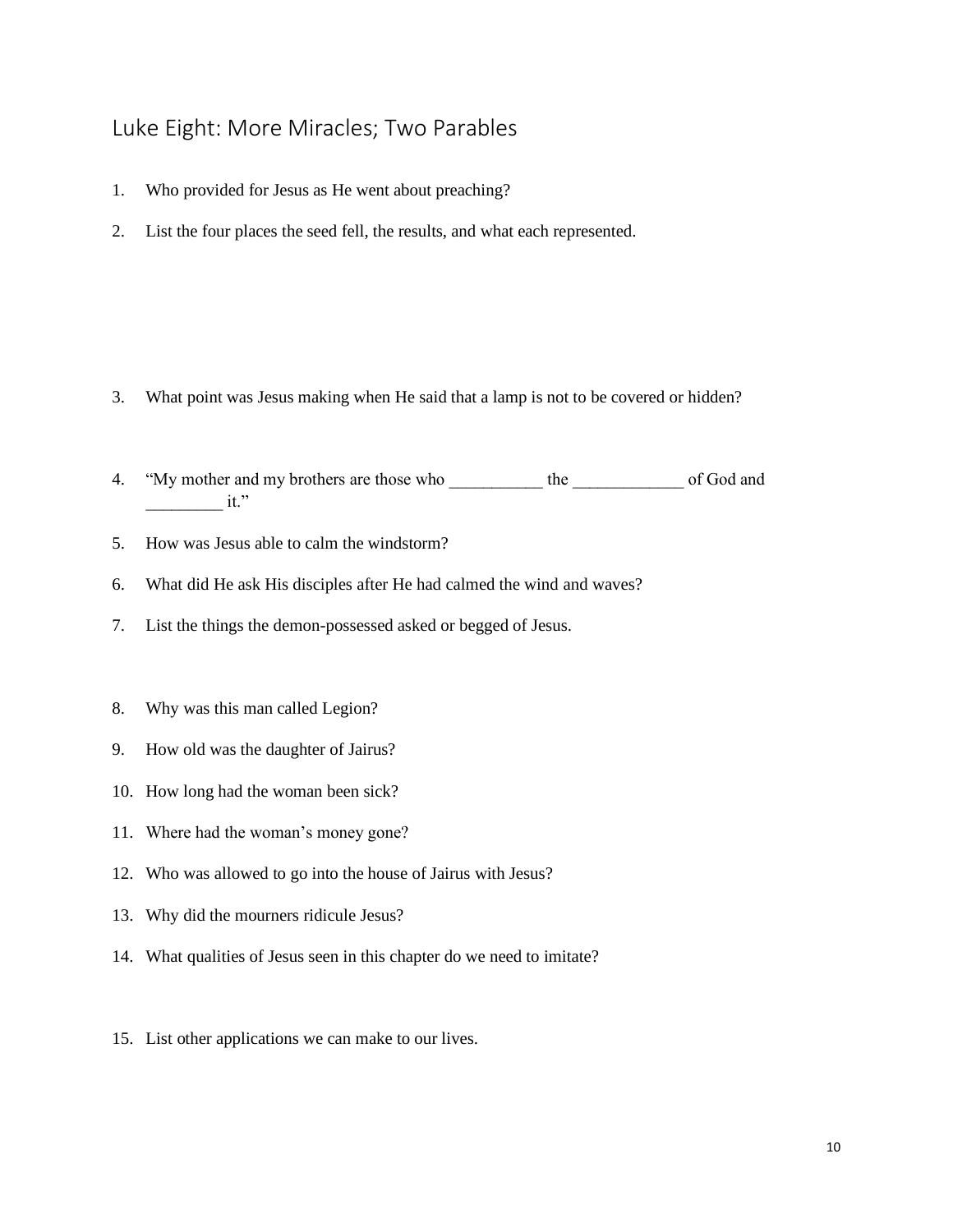# Luke Eight: More Miracles; Two Parables

1. Who provided for Jesus as He went about preaching?
2. List the four places the seed fell, the results, and what each represented.
3. What point was Jesus making when He said that a lamp is not to be covered or hidden?
4. "My mother and my brothers are those who ___________ the _____________ of God and _________ it."
5. How was Jesus able to calm the windstorm?
6. What did He ask His disciples after He had calmed the wind and waves?
7. List the things the demon-possessed asked or begged of Jesus.
8. Why was this man called Legion?
9. How old was the daughter of Jairus?
10. How long had the woman been sick?
11. Where had the woman's money gone?
12. Who was allowed to go into the house of Jairus with Jesus?
13. Why did the mourners ridicule Jesus?
14. What qualities of Jesus seen in this chapter do we need to imitate?
15. List other applications we can make to our lives.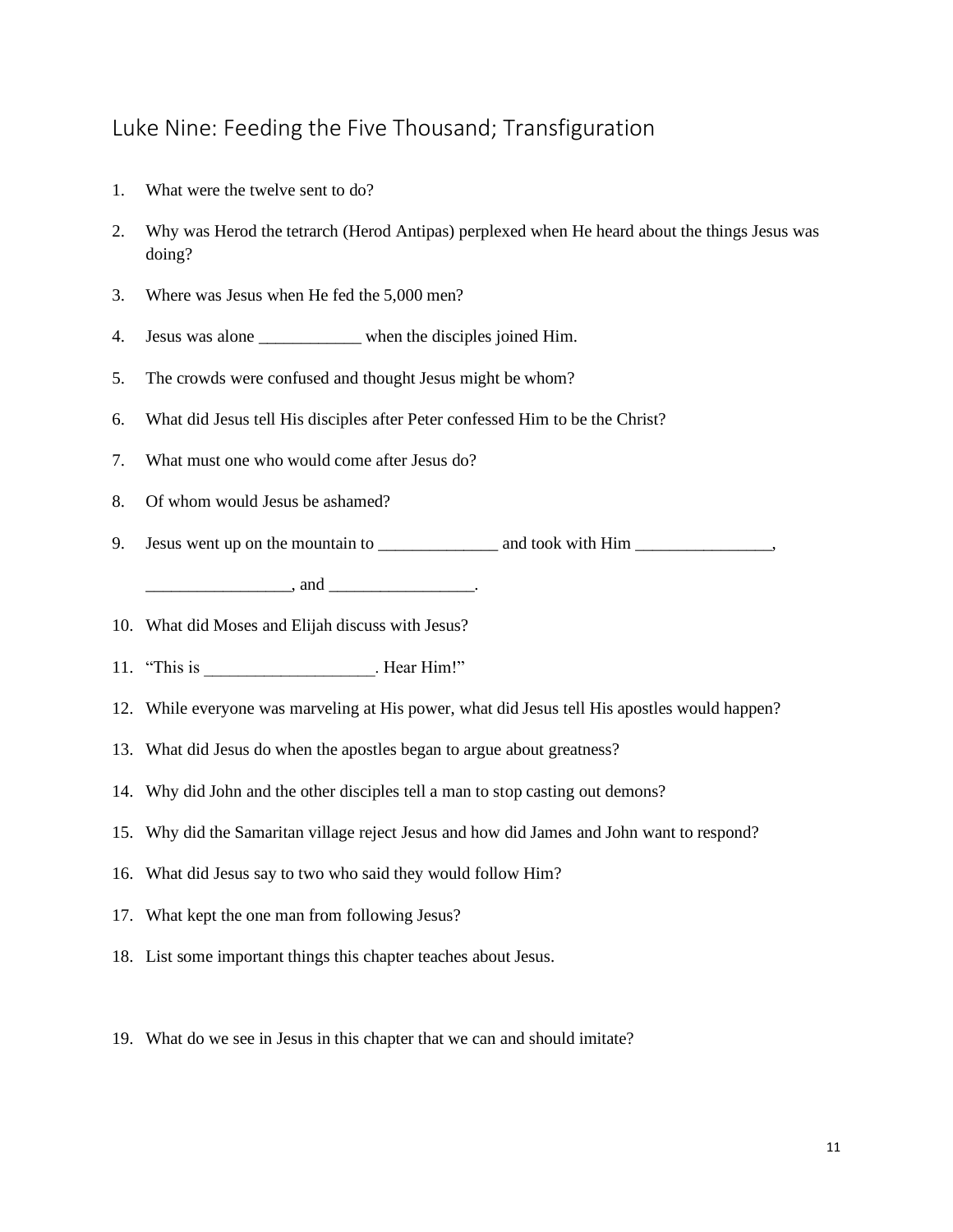## Luke Nine: Feeding the Five Thousand; Transfiguration

1. What were the twelve sent to do?

2. Why was Herod the tetrarch (Herod Antipas) perplexed when He heard about the things Jesus was doing?

3. Where was Jesus when He fed the 5,000 men?

4. Jesus was alone ____________ when the disciples joined Him.

5. The crowds were confused and thought Jesus might be whom?

6. What did Jesus tell His disciples after Peter confessed Him to be the Christ?

7. What must one who would come after Jesus do?

8. Of whom would Jesus be ashamed?

9. Jesus went up on the mountain to ______________ and took with Him ________________, _________________, and _________________.

10. What did Moses and Elijah discuss with Jesus?

11. "This is ____________________. Hear Him!"

12. While everyone was marveling at His power, what did Jesus tell His apostles would happen?

13. What did Jesus do when the apostles began to argue about greatness?

14. Why did John and the other disciples tell a man to stop casting out demons?

15. Why did the Samaritan village reject Jesus and how did James and John want to respond?

16. What did Jesus say to two who said they would follow Him?

17. What kept the one man from following Jesus?

18. List some important things this chapter teaches about Jesus.

19. What do we see in Jesus in this chapter that we can and should imitate?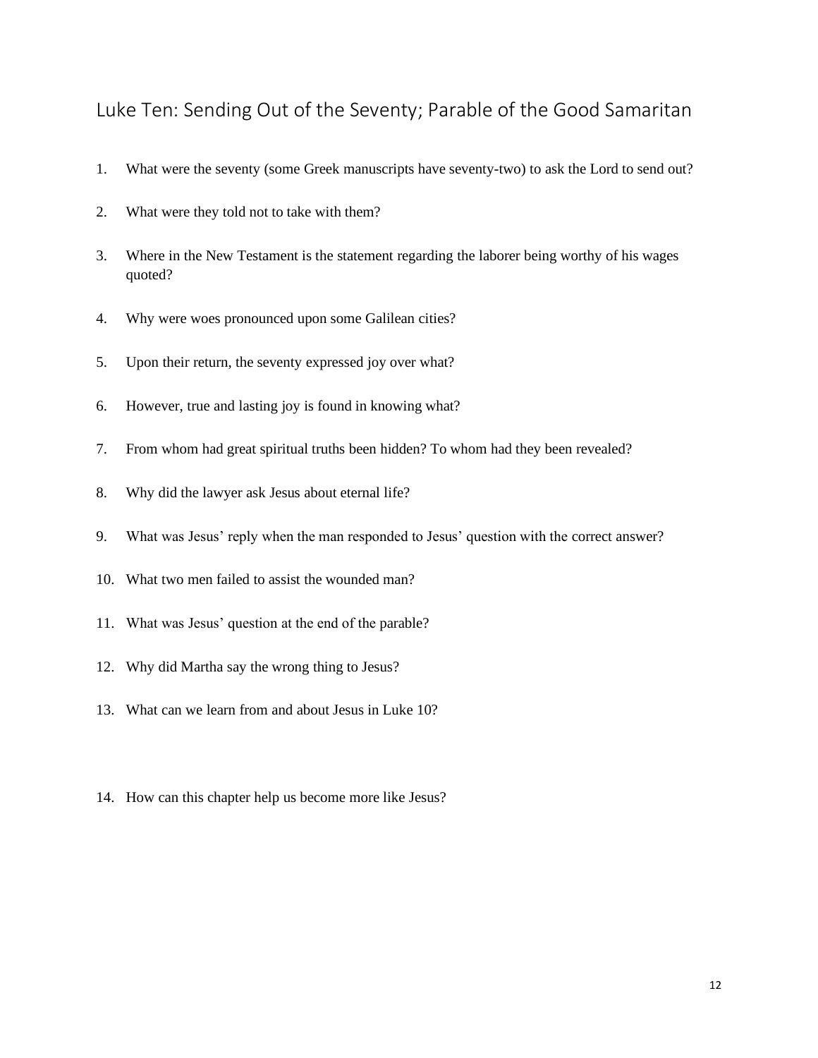## Luke Ten: Sending Out of the Seventy; Parable of the Good Samaritan

1. What were the seventy (some Greek manuscripts have seventy-two) to ask the Lord to send out?

2. What were they told not to take with them?

3. Where in the New Testament is the statement regarding the laborer being worthy of his wages quoted?

4. Why were woes pronounced upon some Galilean cities?

5. Upon their return, the seventy expressed joy over what?

6. However, true and lasting joy is found in knowing what?

7. From whom had great spiritual truths been hidden? To whom had they been revealed?

8. Why did the lawyer ask Jesus about eternal life?

9. What was Jesus' reply when the man responded to Jesus' question with the correct answer?

10. What two men failed to assist the wounded man?

11. What was Jesus' question at the end of the parable?

12. Why did Martha say the wrong thing to Jesus?

13. What can we learn from and about Jesus in Luke 10?

14. How can this chapter help us become more like Jesus?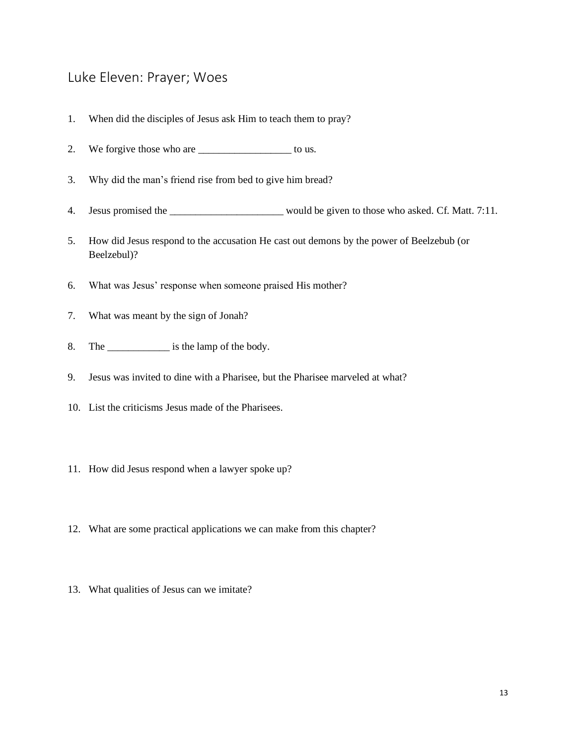# Luke Eleven: Prayer; Woes

1. When did the disciples of Jesus ask Him to teach them to pray?

2. We forgive those who are __________________ to us.

3. Why did the man's friend rise from bed to give him bread?

4. Jesus promised the ______________________ would be given to those who asked. Cf. Matt. 7:11.

5. How did Jesus respond to the accusation He cast out demons by the power of Beelzebub (or Beelzebul)?

6. What was Jesus' response when someone praised His mother?

7. What was meant by the sign of Jonah?

8. The ____________ is the lamp of the body.

9. Jesus was invited to dine with a Pharisee, but the Pharisee marveled at what?

10. List the criticisms Jesus made of the Pharisees.

11. How did Jesus respond when a lawyer spoke up?

12. What are some practical applications we can make from this chapter?

13. What qualities of Jesus can we imitate?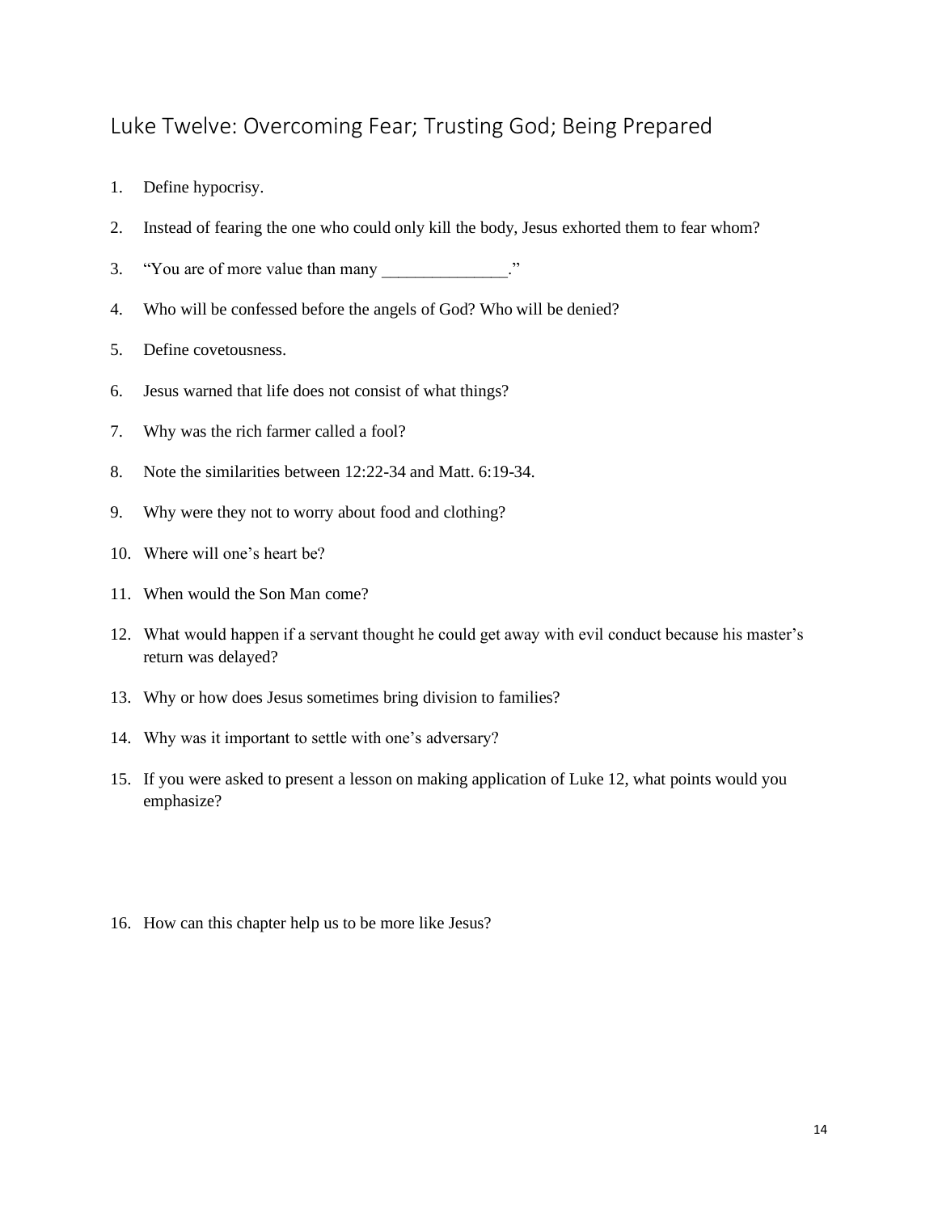## Luke Twelve: Overcoming Fear; Trusting God; Being Prepared

1. Define hypocrisy.
2. Instead of fearing the one who could only kill the body, Jesus exhorted them to fear whom?
3. "You are of more value than many _______________."
4. Who will be confessed before the angels of God? Who will be denied?
5. Define covetousness.
6. Jesus warned that life does not consist of what things?
7. Why was the rich farmer called a fool?
8. Note the similarities between 12:22-34 and Matt. 6:19-34.
9. Why were they not to worry about food and clothing?
10. Where will one's heart be?
11. When would the Son Man come?
12. What would happen if a servant thought he could get away with evil conduct because his master's return was delayed?
13. Why or how does Jesus sometimes bring division to families?
14. Why was it important to settle with one's adversary?
15. If you were asked to present a lesson on making application of Luke 12, what points would you emphasize?

16. How can this chapter help us to be more like Jesus?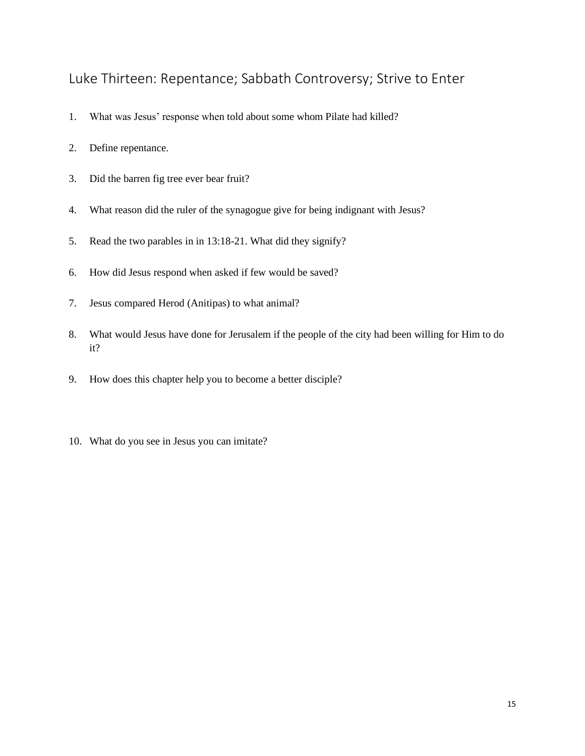## Luke Thirteen: Repentance; Sabbath Controversy; Strive to Enter

1. What was Jesus' response when told about some whom Pilate had killed?

2. Define repentance.

3. Did the barren fig tree ever bear fruit?

4. What reason did the ruler of the synagogue give for being indignant with Jesus?

5. Read the two parables in in 13:18-21. What did they signify?

6. How did Jesus respond when asked if few would be saved?

7. Jesus compared Herod (Anitipas) to what animal?

8. What would Jesus have done for Jerusalem if the people of the city had been willing for Him to do it?

9. How does this chapter help you to become a better disciple?

10. What do you see in Jesus you can imitate?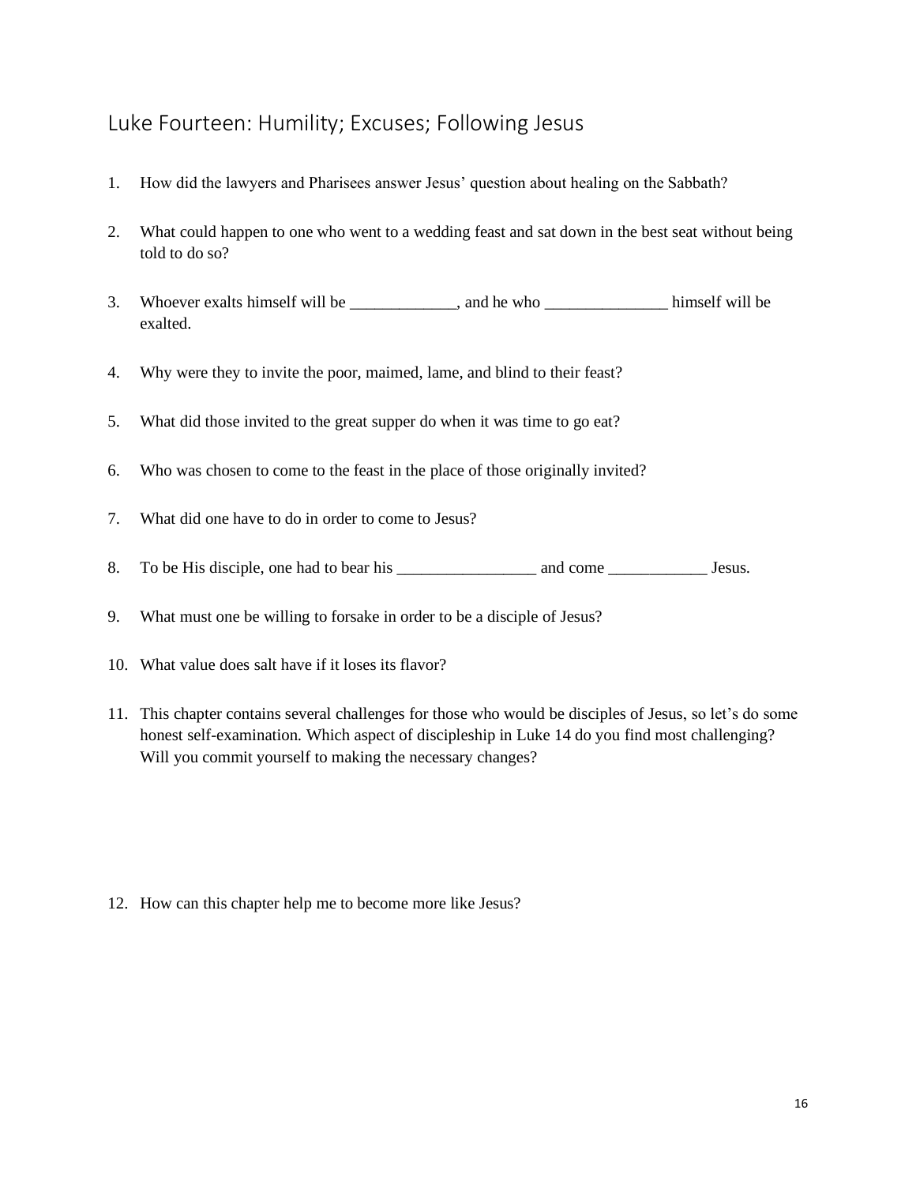## Luke Fourteen: Humility; Excuses; Following Jesus

1. How did the lawyers and Pharisees answer Jesus' question about healing on the Sabbath?
2. What could happen to one who went to a wedding feast and sat down in the best seat without being told to do so?
3. Whoever exalts himself will be _____________, and he who _______________ himself will be exalted.
4. Why were they to invite the poor, maimed, lame, and blind to their feast?
5. What did those invited to the great supper do when it was time to go eat?
6. Who was chosen to come to the feast in the place of those originally invited?
7. What did one have to do in order to come to Jesus?
8. To be His disciple, one had to bear his _________________ and come ____________ Jesus.
9. What must one be willing to forsake in order to be a disciple of Jesus?
10. What value does salt have if it loses its flavor?
11. This chapter contains several challenges for those who would be disciples of Jesus, so let's do some honest self-examination. Which aspect of discipleship in Luke 14 do you find most challenging? Will you commit yourself to making the necessary changes?
12. How can this chapter help me to become more like Jesus?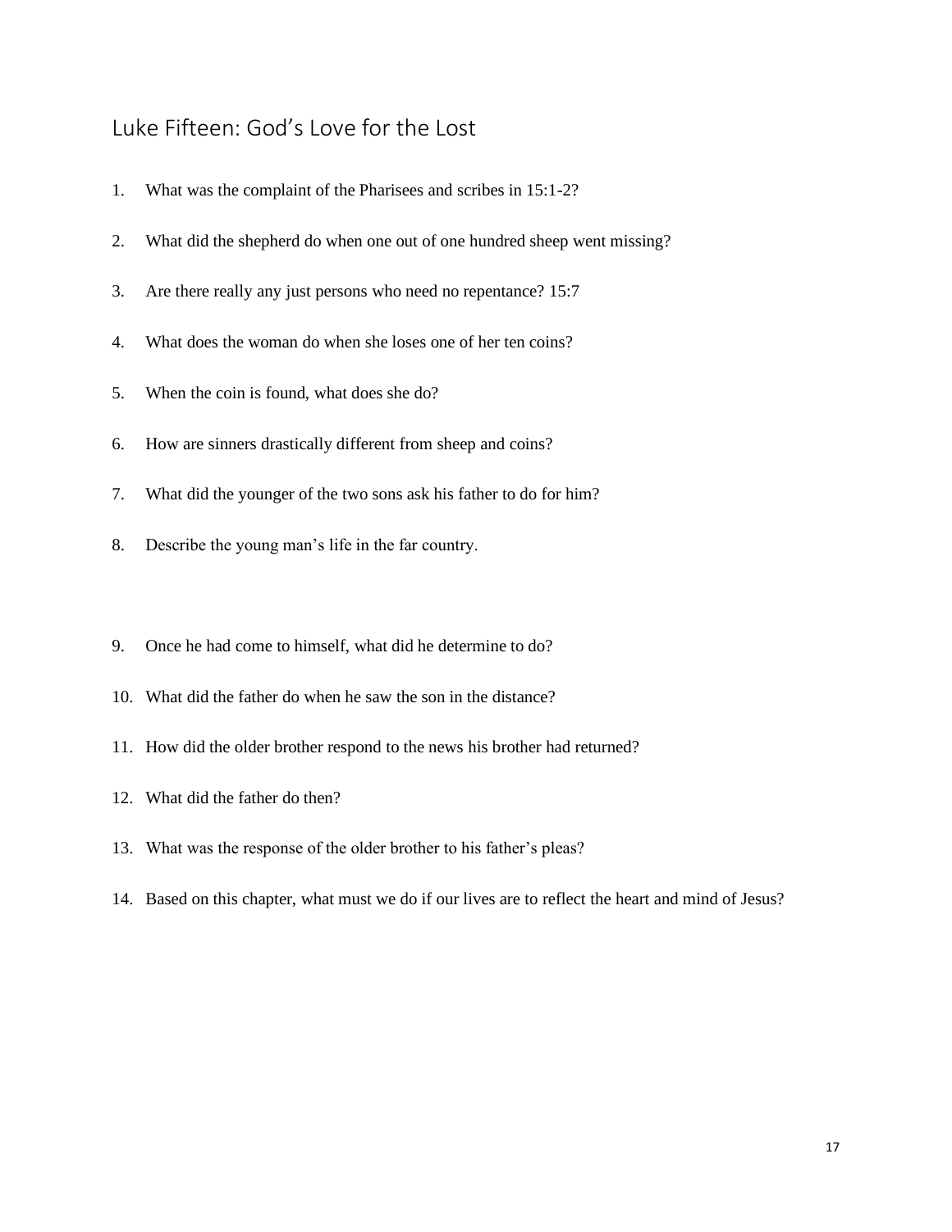# Luke Fifteen: God's Love for the Lost

1. What was the complaint of the Pharisees and scribes in 15:1-2?
2. What did the shepherd do when one out of one hundred sheep went missing?
3. Are there really any just persons who need no repentance? 15:7
4. What does the woman do when she loses one of her ten coins?
5. When the coin is found, what does she do?
6. How are sinners drastically different from sheep and coins?
7. What did the younger of the two sons ask his father to do for him?
8. Describe the young man's life in the far country.
9. Once he had come to himself, what did he determine to do?
10. What did the father do when he saw the son in the distance?
11. How did the older brother respond to the news his brother had returned?
12. What did the father do then?
13. What was the response of the older brother to his father's pleas?
14. Based on this chapter, what must we do if our lives are to reflect the heart and mind of Jesus?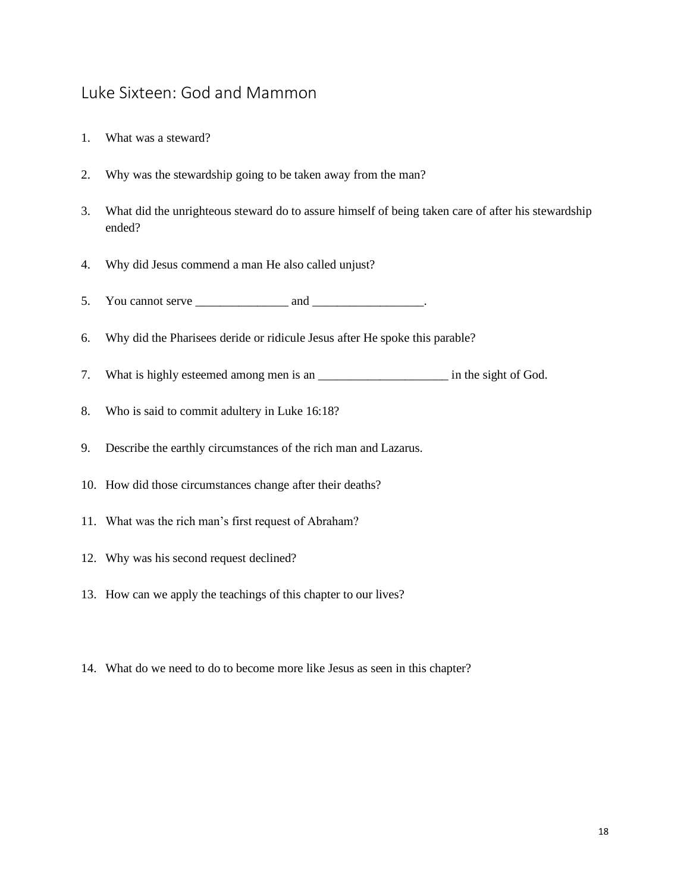## Luke Sixteen: God and Mammon

1. What was a steward?

2. Why was the stewardship going to be taken away from the man?

3. What did the unrighteous steward do to assure himself of being taken care of after his stewardship ended?

4. Why did Jesus commend a man He also called unjust?

5. You cannot serve _______________ and __________________.

6. Why did the Pharisees deride or ridicule Jesus after He spoke this parable?

7. What is highly esteemed among men is an _____________________ in the sight of God.

8. Who is said to commit adultery in Luke 16:18?

9. Describe the earthly circumstances of the rich man and Lazarus.

10. How did those circumstances change after their deaths?

11. What was the rich man's first request of Abraham?

12. Why was his second request declined?

13. How can we apply the teachings of this chapter to our lives?

14. What do we need to do to become more like Jesus as seen in this chapter?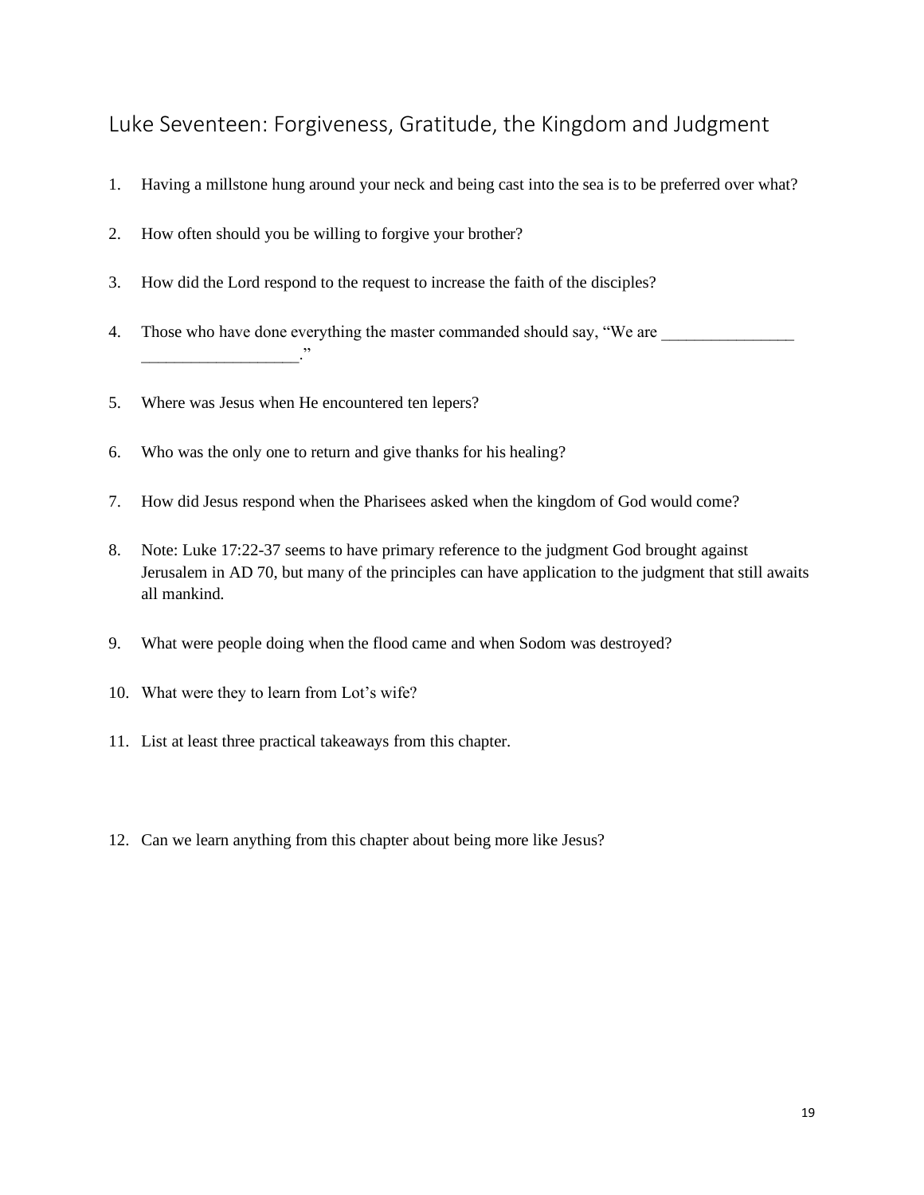## Luke Seventeen: Forgiveness, Gratitude, the Kingdom and Judgment

1. Having a millstone hung around your neck and being cast into the sea is to be preferred over what?
2. How often should you be willing to forgive your brother?
3. How did the Lord respond to the request to increase the faith of the disciples?
4. Those who have done everything the master commanded should say, "We are ________________ __________________."
5. Where was Jesus when He encountered ten lepers?
6. Who was the only one to return and give thanks for his healing?
7. How did Jesus respond when the Pharisees asked when the kingdom of God would come?
8. Note: Luke 17:22-37 seems to have primary reference to the judgment God brought against Jerusalem in AD 70, but many of the principles can have application to the judgment that still awaits all mankind.
9. What were people doing when the flood came and when Sodom was destroyed?
10. What were they to learn from Lot's wife?
11. List at least three practical takeaways from this chapter.
12. Can we learn anything from this chapter about being more like Jesus?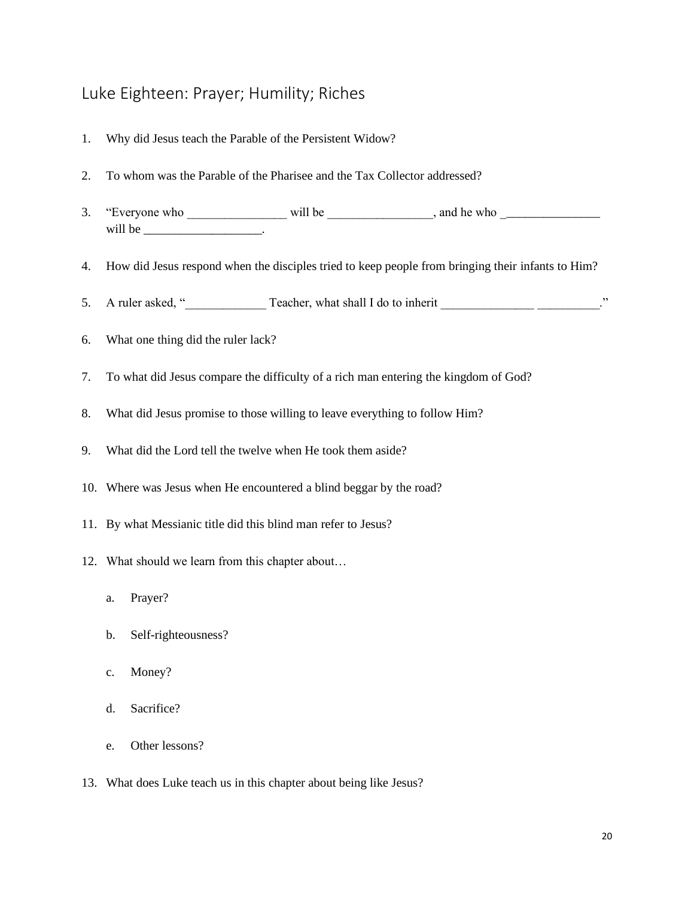## Luke Eighteen: Prayer; Humility; Riches

1. Why did Jesus teach the Parable of the Persistent Widow?

2. To whom was the Parable of the Pharisee and the Tax Collector addressed?

3. "Everyone who ________________ will be _________________, and he who _______________ will be ___________________.

4. How did Jesus respond when the disciples tried to keep people from bringing their infants to Him?

5. A ruler asked, "_____________ Teacher, what shall I do to inherit _______________ __________."

6. What one thing did the ruler lack?

7. To what did Jesus compare the difficulty of a rich man entering the kingdom of God?

8. What did Jesus promise to those willing to leave everything to follow Him?

9. What did the Lord tell the twelve when He took them aside?

10. Where was Jesus when He encountered a blind beggar by the road?

11. By what Messianic title did this blind man refer to Jesus?

12. What should we learn from this chapter about…

    a. Prayer?

    b. Self-righteousness?

    c. Money?

    d. Sacrifice?

    e. Other lessons?

13. What does Luke teach us in this chapter about being like Jesus?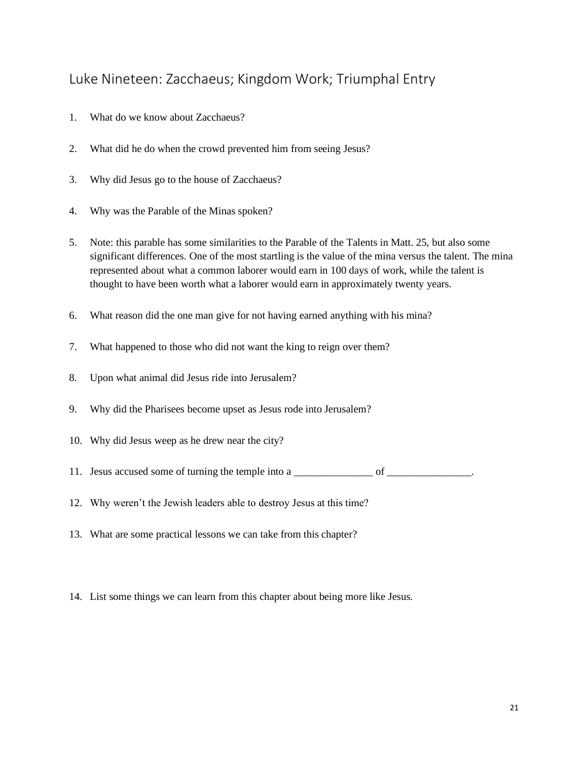## Luke Nineteen: Zacchaeus; Kingdom Work; Triumphal Entry

1. What do we know about Zacchaeus?

2. What did he do when the crowd prevented him from seeing Jesus?

3. Why did Jesus go to the house of Zacchaeus?

4. Why was the Parable of the Minas spoken?

5. Note: this parable has some similarities to the Parable of the Talents in Matt. 25, but also some significant differences. One of the most startling is the value of the mina versus the talent. The mina represented about what a common laborer would earn in 100 days of work, while the talent is thought to have been worth what a laborer would earn in approximately twenty years.

6. What reason did the one man give for not having earned anything with his mina?

7. What happened to those who did not want the king to reign over them?

8. Upon what animal did Jesus ride into Jerusalem?

9. Why did the Pharisees become upset as Jesus rode into Jerusalem?

10. Why did Jesus weep as he drew near the city?

11. Jesus accused some of turning the temple into a _______________ of ________________.

12. Why weren't the Jewish leaders able to destroy Jesus at this time?

13. What are some practical lessons we can take from this chapter?

14. List some things we can learn from this chapter about being more like Jesus.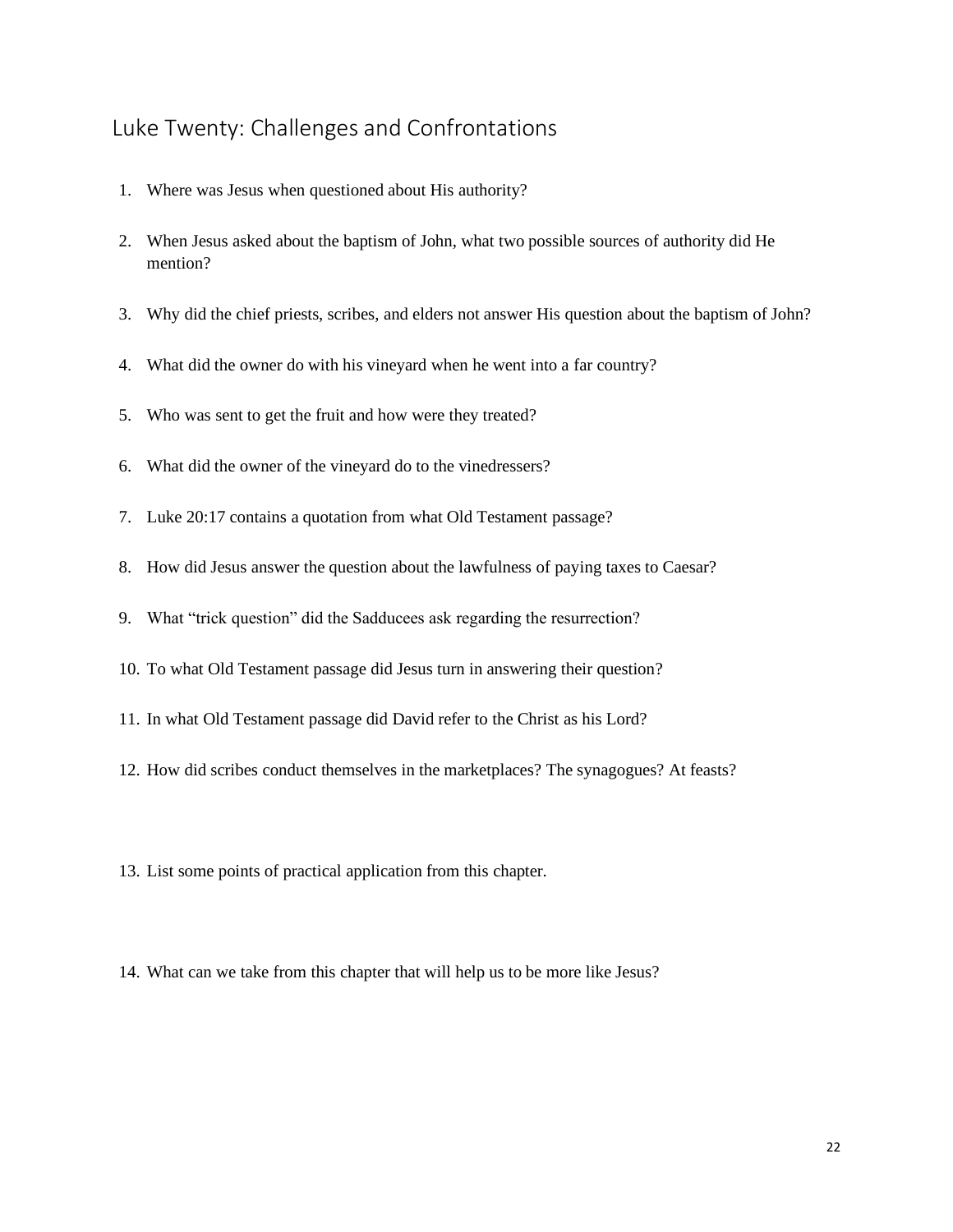## Luke Twenty: Challenges and Confrontations

1. Where was Jesus when questioned about His authority?
2. When Jesus asked about the baptism of John, what two possible sources of authority did He mention?
3. Why did the chief priests, scribes, and elders not answer His question about the baptism of John?
4. What did the owner do with his vineyard when he went into a far country?
5. Who was sent to get the fruit and how were they treated?
6. What did the owner of the vineyard do to the vinedressers?
7. Luke 20:17 contains a quotation from what Old Testament passage?
8. How did Jesus answer the question about the lawfulness of paying taxes to Caesar?
9. What "trick question" did the Sadducees ask regarding the resurrection?
10. To what Old Testament passage did Jesus turn in answering their question?
11. In what Old Testament passage did David refer to the Christ as his Lord?
12. How did scribes conduct themselves in the marketplaces? The synagogues? At feasts?
13. List some points of practical application from this chapter.
14. What can we take from this chapter that will help us to be more like Jesus?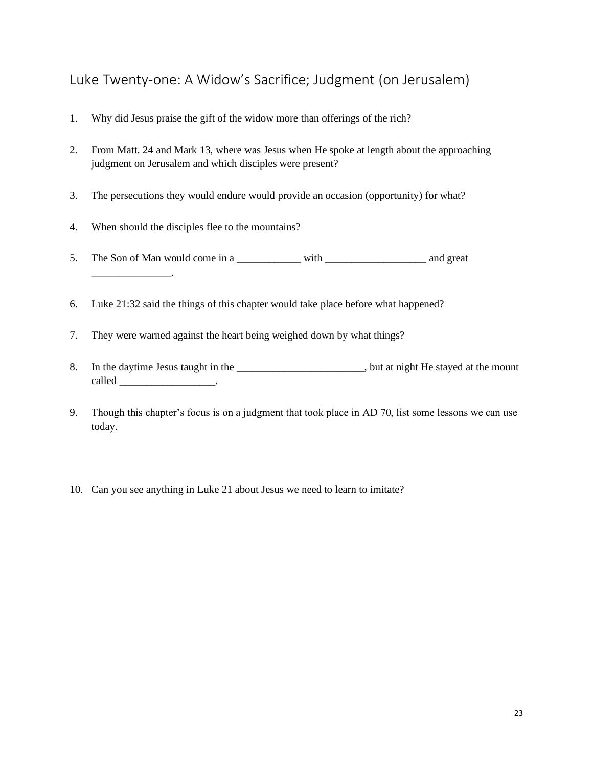# Luke Twenty-one: A Widow's Sacrifice; Judgment (on Jerusalem)

1. Why did Jesus praise the gift of the widow more than offerings of the rich?

2. From Matt. 24 and Mark 13, where was Jesus when He spoke at length about the approaching judgment on Jerusalem and which disciples were present?

3. The persecutions they would endure would provide an occasion (opportunity) for what?

4. When should the disciples flee to the mountains?

5. The Son of Man would come in a ____________ with ___________________ and great _______________.

6. Luke 21:32 said the things of this chapter would take place before what happened?

7. They were warned against the heart being weighed down by what things?

8. In the daytime Jesus taught in the ________________________, but at night He stayed at the mount called __________________.

9. Though this chapter's focus is on a judgment that took place in AD 70, list some lessons we can use today.

10. Can you see anything in Luke 21 about Jesus we need to learn to imitate?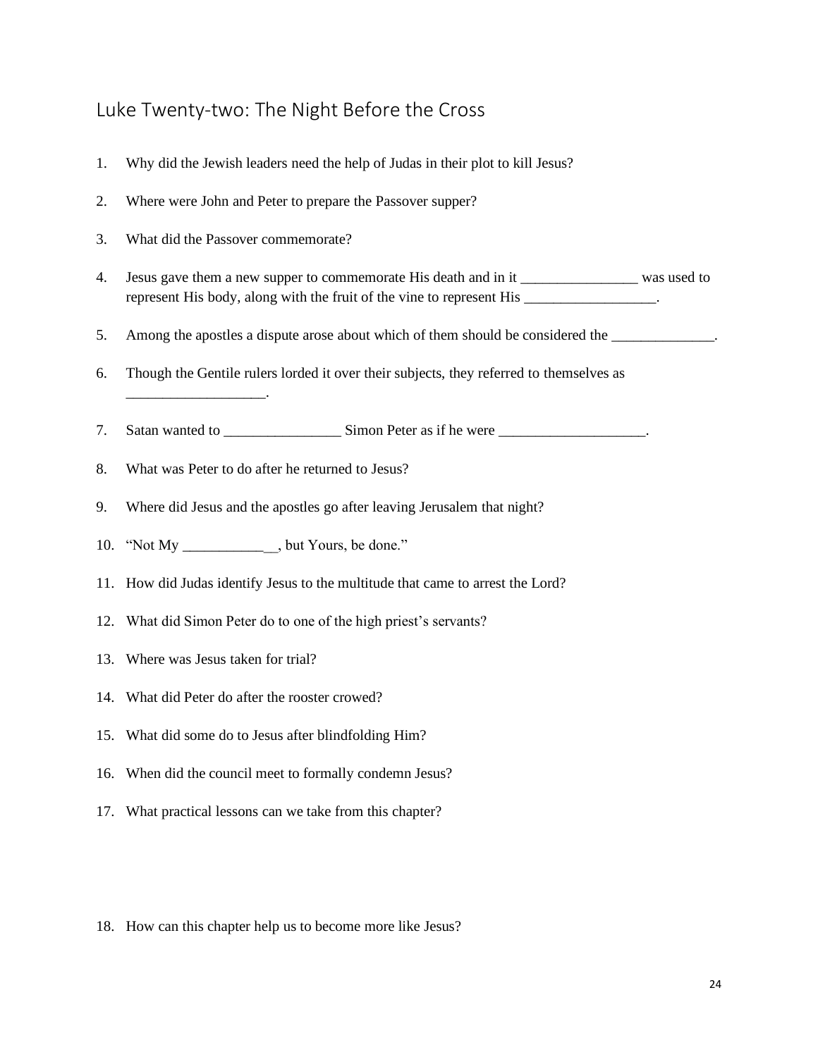## Luke Twenty-two: The Night Before the Cross

1. Why did the Jewish leaders need the help of Judas in their plot to kill Jesus?
2. Where were John and Peter to prepare the Passover supper?
3. What did the Passover commemorate?
4. Jesus gave them a new supper to commemorate His death and in it ________________ was used to represent His body, along with the fruit of the vine to represent His __________________.
5. Among the apostles a dispute arose about which of them should be considered the ______________.
6. Though the Gentile rulers lorded it over their subjects, they referred to themselves as ___________________.
7. Satan wanted to ________________ Simon Peter as if he were ____________________.
8. What was Peter to do after he returned to Jesus?
9. Where did Jesus and the apostles go after leaving Jerusalem that night?
10. "Not My _____________, but Yours, be done."
11. How did Judas identify Jesus to the multitude that came to arrest the Lord?
12. What did Simon Peter do to one of the high priest's servants?
13. Where was Jesus taken for trial?
14. What did Peter do after the rooster crowed?
15. What did some do to Jesus after blindfolding Him?
16. When did the council meet to formally condemn Jesus?
17. What practical lessons can we take from this chapter?
18. How can this chapter help us to become more like Jesus?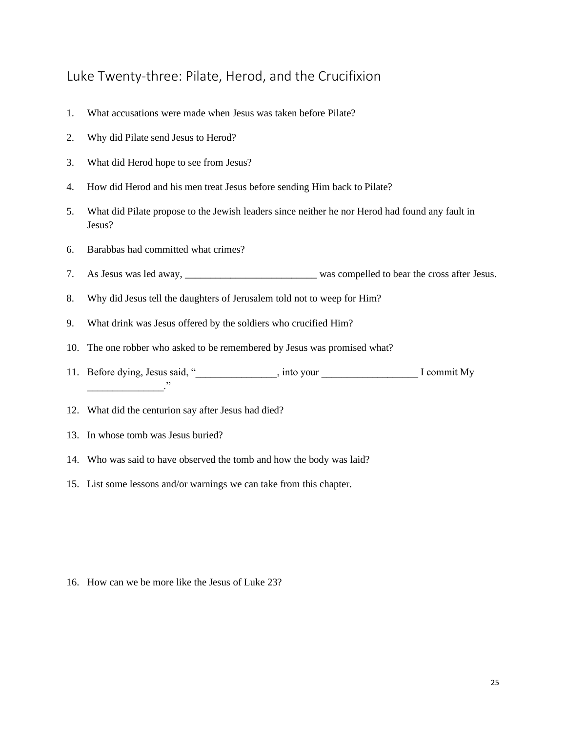## Luke Twenty-three: Pilate, Herod, and the Crucifixion

1. What accusations were made when Jesus was taken before Pilate?
2. Why did Pilate send Jesus to Herod?
3. What did Herod hope to see from Jesus?
4. How did Herod and his men treat Jesus before sending Him back to Pilate?
5. What did Pilate propose to the Jewish leaders since neither he nor Herod had found any fault in Jesus?
6. Barabbas had committed what crimes?
7. As Jesus was led away, __________________________ was compelled to bear the cross after Jesus.
8. Why did Jesus tell the daughters of Jerusalem told not to weep for Him?
9. What drink was Jesus offered by the soldiers who crucified Him?
10. The one robber who asked to be remembered by Jesus was promised what?
11. Before dying, Jesus said, "________________, into your ___________________ I commit My _______________."
12. What did the centurion say after Jesus had died?
13. In whose tomb was Jesus buried?
14. Who was said to have observed the tomb and how the body was laid?
15. List some lessons and/or warnings we can take from this chapter.

16. How can we be more like the Jesus of Luke 23?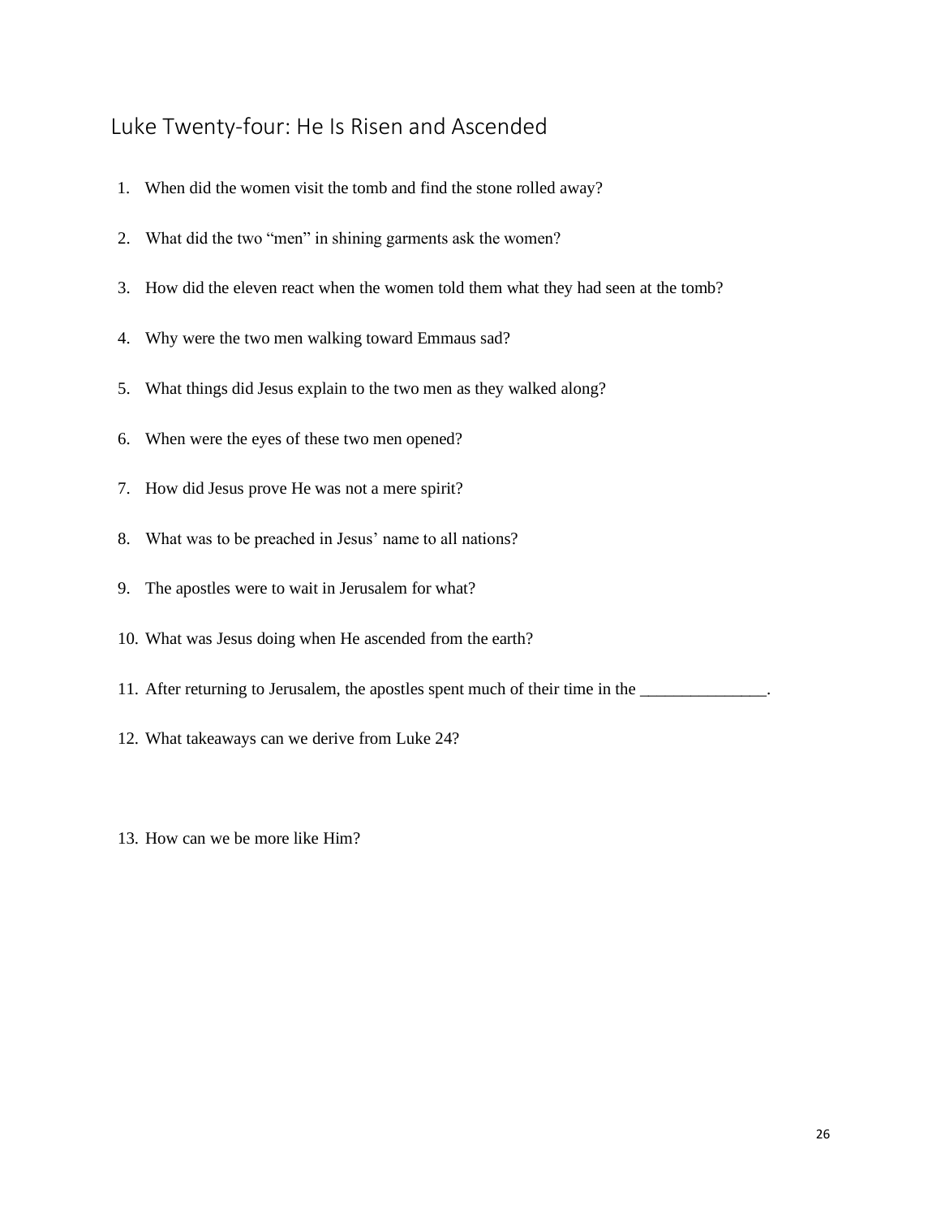## Luke Twenty-four: He Is Risen and Ascended

1. When did the women visit the tomb and find the stone rolled away?
2. What did the two "men" in shining garments ask the women?
3. How did the eleven react when the women told them what they had seen at the tomb?
4. Why were the two men walking toward Emmaus sad?
5. What things did Jesus explain to the two men as they walked along?
6. When were the eyes of these two men opened?
7. How did Jesus prove He was not a mere spirit?
8. What was to be preached in Jesus' name to all nations?
9. The apostles were to wait in Jerusalem for what?
10. What was Jesus doing when He ascended from the earth?
11. After returning to Jerusalem, the apostles spent much of their time in the _______________.
12. What takeaways can we derive from Luke 24?
13. How can we be more like Him?